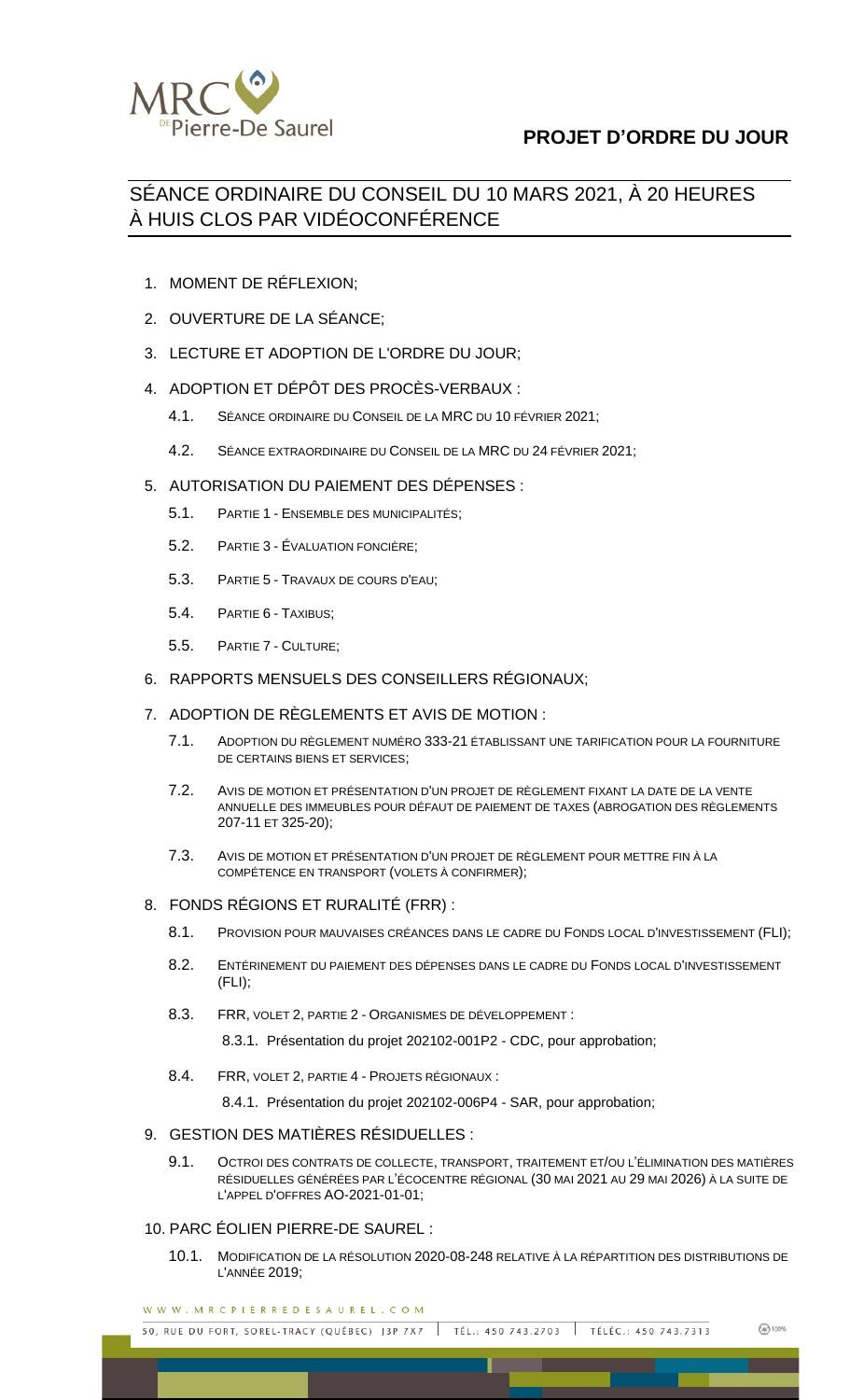# PROJET D'ORDRE DU JOUR

## SÉANCE ORDINAIRE DU CONSEIL DU 10 MARS 2021, À 20 HEURES À HUIS CLOS PAR VIDÉOCONFÉRENCE

1. MOMENT DE RÉFLEXION;
2. OUVERTURE DE LA SÉANCE;
3. LECTURE ET ADOPTION DE L'ORDRE DU JOUR;
4. ADOPTION ET DÉPÔT DES PROCÈS-VERBAUX :
   - 4.1. SÉANCE ORDINAIRE DU CONSEIL DE LA MRC DU 10 FÉVRIER 2021;
   - 4.2. SÉANCE EXTRAORDINAIRE DU CONSEIL DE LA MRC DU 24 FÉVRIER 2021;
5. AUTORISATION DU PAIEMENT DES DÉPENSES :
   - 5.1. PARTIE 1 - ENSEMBLE DES MUNICIPALITÉS;
   - 5.2. PARTIE 3 - ÉVALUATION FONCIÈRE;
   - 5.3. PARTIE 5 - TRAVAUX DE COURS D'EAU;
   - 5.4. PARTIE 6 - TAXIBUS;
   - 5.5. PARTIE 7 - CULTURE;
6. RAPPORTS MENSUELS DES CONSEILLERS RÉGIONAUX;
7. ADOPTION DE RÈGLEMENTS ET AVIS DE MOTION :
   - 7.1. ADOPTION DU RÈGLEMENT NUMÉRO 333-21 ÉTABLISSANT UNE TARIFICATION POUR LA FOURNITURE DE CERTAINS BIENS ET SERVICES;
   - 7.2. AVIS DE MOTION ET PRÉSENTATION D'UN PROJET DE RÈGLEMENT FIXANT LA DATE DE LA VENTE ANNUELLE DES IMMEUBLES POUR DÉFAUT DE PAIEMENT DE TAXES (ABROGATION DES RÈGLEMENTS 207-11 ET 325-20);
   - 7.3. AVIS DE MOTION ET PRÉSENTATION D'UN PROJET DE RÈGLEMENT POUR METTRE FIN À LA COMPÉTENCE EN TRANSPORT (VOLETS À CONFIRMER);
8. FONDS RÉGIONS ET RURALITÉ (FRR) :
   - 8.1. PROVISION POUR MAUVAISES CRÉANCES DANS LE CADRE DU FONDS LOCAL D'INVESTISSEMENT (FLI);
   - 8.2. ENTÉRINEMENT DU PAIEMENT DES DÉPENSES DANS LE CADRE DU FONDS LOCAL D'INVESTISSEMENT (FLI);
   - 8.3. FRR, VOLET 2, PARTIE 2 - ORGANISMES DE DÉVELOPPEMENT :
     - 8.3.1. Présentation du projet 202102-001P2 - CDC, pour approbation;
   - 8.4. FRR, VOLET 2, PARTIE 4 - PROJETS RÉGIONAUX :
     - 8.4.1. Présentation du projet 202102-006P4 - SAR, pour approbation;
9. GESTION DES MATIÈRES RÉSIDUELLES :
   - 9.1. OCTROI DES CONTRATS DE COLLECTE, TRANSPORT, TRAITEMENT ET/OU L'ÉLIMINATION DES MATIÈRES RÉSIDUELLES GÉNÉRÉES PAR L'ÉCOCENTRE RÉGIONAL (30 MAI 2021 AU 29 MAI 2026) À LA SUITE DE L'APPEL D'OFFRES AO-2021-01-01;
10. PARC ÉOLIEN PIERRE-DE SAUREL :
    - 10.1. MODIFICATION DE LA RÉSOLUTION 2020-08-248 RELATIVE À LA RÉPARTITION DES DISTRIBUTIONS DE L'ANNÉE 2019;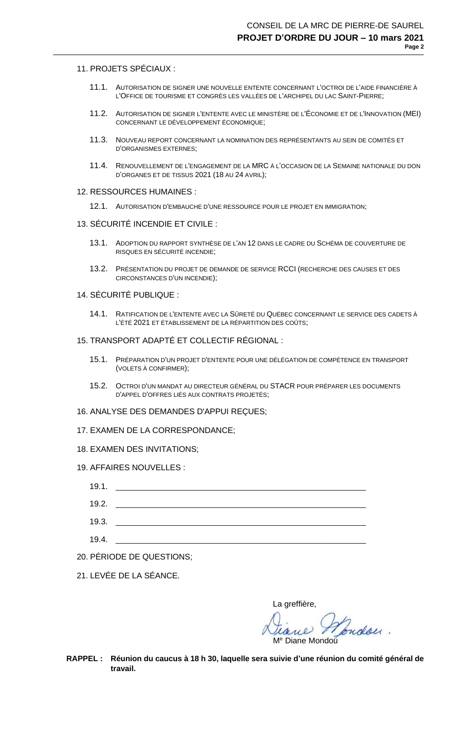11. PROJETS SPÉCIAUX :

   11.1. AUTORISATION DE SIGNER UNE NOUVELLE ENTENTE CONCERNANT L'OCTROI DE L'AIDE FINANCIÈRE À L'OFFICE DE TOURISME ET CONGRÈS LES VALLÉES DE L'ARCHIPEL DU LAC SAINT-PIERRE;

   11.2. AUTORISATION DE SIGNER L'ENTENTE AVEC LE MINISTÈRE DE L'ÉCONOMIE ET DE L'INNOVATION (MEI) CONCERNANT LE DÉVELOPPEMENT ÉCONOMIQUE;

   11.3. NOUVEAU REPORT CONCERNANT LA NOMINATION DES REPRÉSENTANTS AU SEIN DE COMITÉS ET D'ORGANISMES EXTERNES;

   11.4. RENOUVELLEMENT DE L'ENGAGEMENT DE LA MRC À L'OCCASION DE LA SEMAINE NATIONALE DU DON D'ORGANES ET DE TISSUS 2021 (18 AU 24 AVRIL);

12. RESSOURCES HUMAINES :

   12.1. AUTORISATION D'EMBAUCHE D'UNE RESSOURCE POUR LE PROJET EN IMMIGRATION;

13. SÉCURITÉ INCENDIE ET CIVILE :

   13.1. ADOPTION DU RAPPORT SYNTHÈSE DE L'AN 12 DANS LE CADRE DU SCHÉMA DE COUVERTURE DE RISQUES EN SÉCURITÉ INCENDIE;

   13.2. PRÉSENTATION DU PROJET DE DEMANDE DE SERVICE RCCI (RECHERCHE DES CAUSES ET DES CIRCONSTANCES D'UN INCENDIE);

14. SÉCURITÉ PUBLIQUE :

   14.1. RATIFICATION DE L'ENTENTE AVEC LA SÛRETÉ DU QUÉBEC CONCERNANT LE SERVICE DES CADETS À L'ÉTÉ 2021 ET ÉTABLISSEMENT DE LA RÉPARTITION DES COÛTS;

15. TRANSPORT ADAPTÉ ET COLLECTIF RÉGIONAL :

   15.1. PRÉPARATION D'UN PROJET D'ENTENTE POUR UNE DÉLÉGATION DE COMPÉTENCE EN TRANSPORT (VOLETS À CONFIRMER);

   15.2. OCTROI D'UN MANDAT AU DIRECTEUR GÉNÉRAL DU STACR POUR PRÉPARER LES DOCUMENTS D'APPEL D'OFFRES LIÉS AUX CONTRATS PROJETÉS;

16. ANALYSE DES DEMANDES D'APPUI REÇUES;

17. EXAMEN DE LA CORRESPONDANCE;

18. EXAMEN DES INVITATIONS;

19. AFFAIRES NOUVELLES :

   19.1. ______________________________________________

   19.2. ______________________________________________

   19.3. ______________________________________________

   19.4. ______________________________________________

20. PÉRIODE DE QUESTIONS;

21. LEVÉE DE LA SÉANCE.

La greffière,

Diane Mondou

Me Diane Mondou

**RAPPEL : Réunion du caucus à 18 h 30, laquelle sera suivie d'une réunion du comité général de travail.**